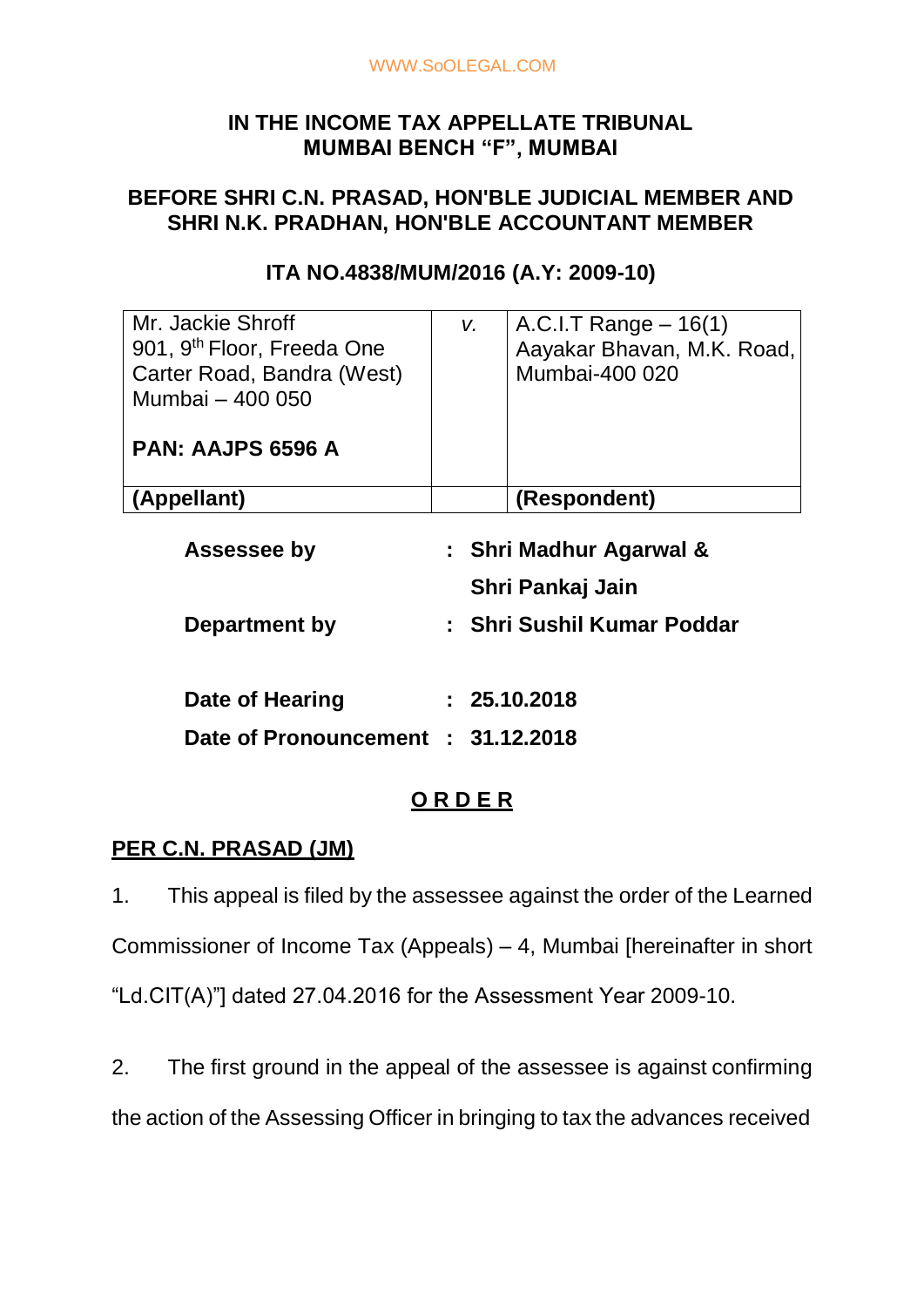WWW.SoOLEGAL.COM

**IN THE INCOME TAX APPELLATE TRIBUNAL**
**MUMBAI BENCH "F", MUMBAI**

**BEFORE SHRI C.N. PRASAD, HON'BLE JUDICIAL MEMBER AND SHRI N.K. PRADHAN, HON'BLE ACCOUNTANT MEMBER**

**ITA NO.4838/MUM/2016 (A.Y: 2009-10)**

| Mr. Jackie Shroff<br>901, 9th Floor, Freeda One<br>Carter Road, Bandra (West)<br>Mumbai – 400 050<br><br>**PAN: AAJPS 6596 A** | *v.* | A.C.I.T Range – 16(1)<br>Aayakar Bhavan, M.K. Road,<br>Mumbai-400 020 |
|---|---|---|
| **(Appellant)** | | **(Respondent)** |

| | | |
|---|---|---|
| **Assessee by** | : | **Shri Madhur Agarwal & Shri Pankaj Jain** |
| **Department by** | : | **Shri Sushil Kumar Poddar** |
| **Date of Hearing** | : | **25.10.2018** |
| **Date of Pronouncement** | : | **31.12.2018** |

**O R D E R**

**PER C.N. PRASAD (JM)**

1. This appeal is filed by the assessee against the order of the Learned Commissioner of Income Tax (Appeals) – 4, Mumbai [hereinafter in short "Ld.CIT(A)"] dated 27.04.2016 for the Assessment Year 2009-10.

2. The first ground in the appeal of the assessee is against confirming the action of the Assessing Officer in bringing to tax the advances received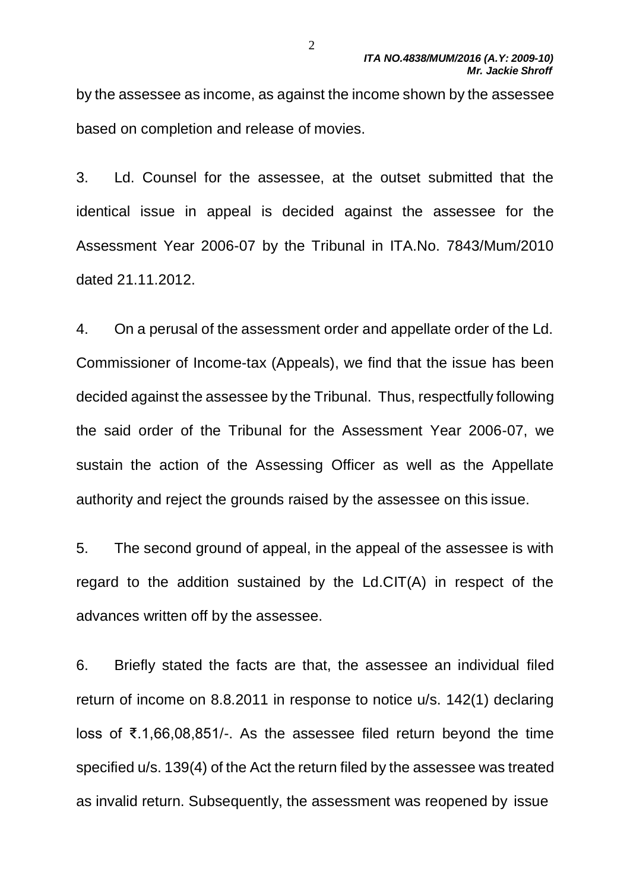by the assessee as income, as against the income shown by the assessee based on completion and release of movies.

3. Ld. Counsel for the assessee, at the outset submitted that the identical issue in appeal is decided against the assessee for the Assessment Year 2006-07 by the Tribunal in ITA.No. 7843/Mum/2010 dated 21.11.2012.

4. On a perusal of the assessment order and appellate order of the Ld. Commissioner of Income-tax (Appeals), we find that the issue has been decided against the assessee by the Tribunal. Thus, respectfully following the said order of the Tribunal for the Assessment Year 2006-07, we sustain the action of the Assessing Officer as well as the Appellate authority and reject the grounds raised by the assessee on this issue.

5. The second ground of appeal, in the appeal of the assessee is with regard to the addition sustained by the Ld.CIT(A) in respect of the advances written off by the assessee.

6. Briefly stated the facts are that, the assessee an individual filed return of income on 8.8.2011 in response to notice u/s. 142(1) declaring loss of ₹.1,66,08,851/-. As the assessee filed return beyond the time specified u/s. 139(4) of the Act the return filed by the assessee was treated as invalid return. Subsequently, the assessment was reopened by issue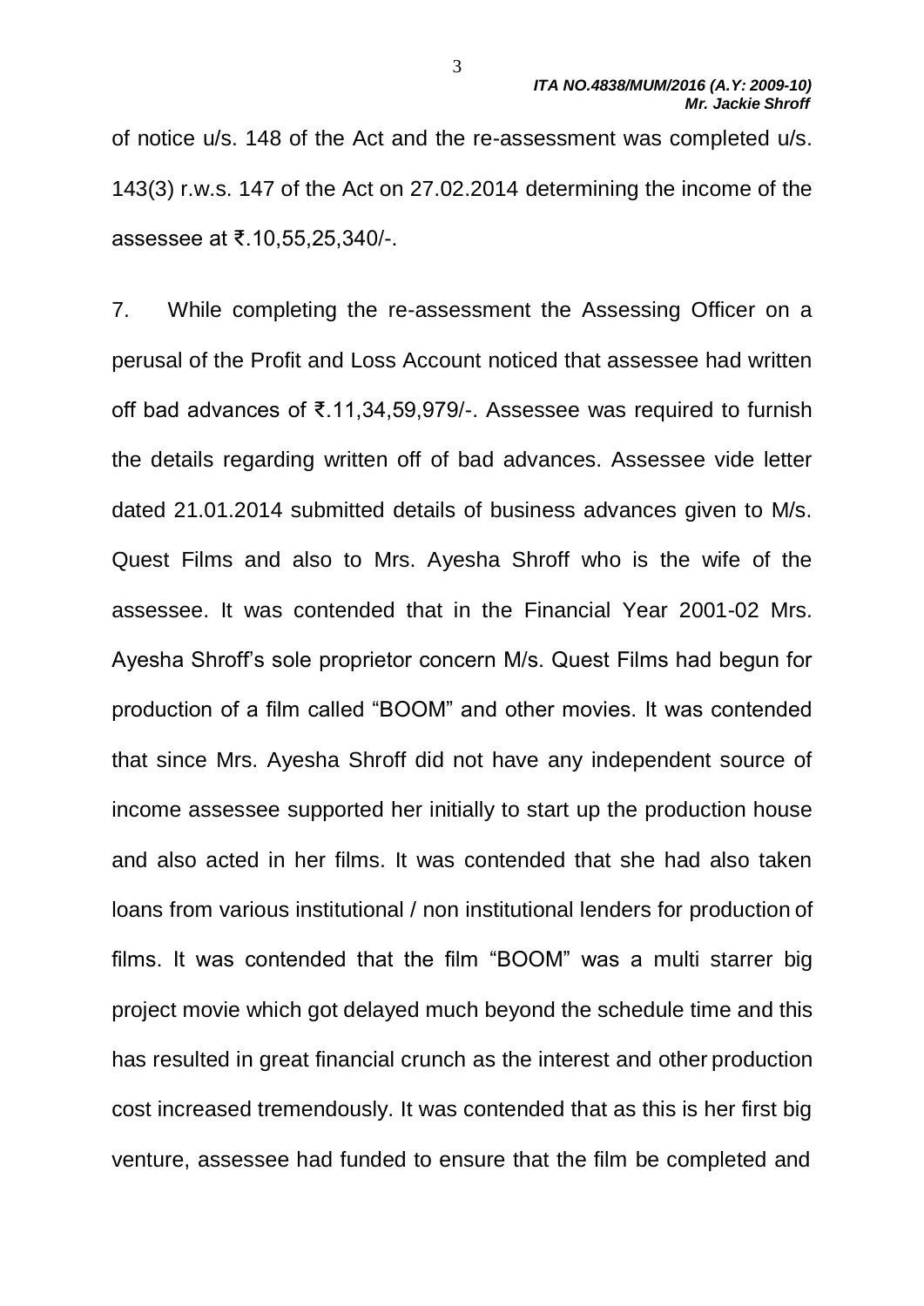of notice u/s. 148 of the Act and the re-assessment was completed u/s. 143(3) r.w.s. 147 of the Act on 27.02.2014 determining the income of the assessee at ₹.10,55,25,340/-.

7. While completing the re-assessment the Assessing Officer on a perusal of the Profit and Loss Account noticed that assessee had written off bad advances of ₹.11,34,59,979/-. Assessee was required to furnish the details regarding written off of bad advances. Assessee vide letter dated 21.01.2014 submitted details of business advances given to M/s. Quest Films and also to Mrs. Ayesha Shroff who is the wife of the assessee. It was contended that in the Financial Year 2001-02 Mrs. Ayesha Shroff's sole proprietor concern M/s. Quest Films had begun for production of a film called "BOOM" and other movies. It was contended that since Mrs. Ayesha Shroff did not have any independent source of income assessee supported her initially to start up the production house and also acted in her films. It was contended that she had also taken loans from various institutional / non institutional lenders for production of films. It was contended that the film "BOOM" was a multi starrer big project movie which got delayed much beyond the schedule time and this has resulted in great financial crunch as the interest and other production cost increased tremendously. It was contended that as this is her first big venture, assessee had funded to ensure that the film be completed and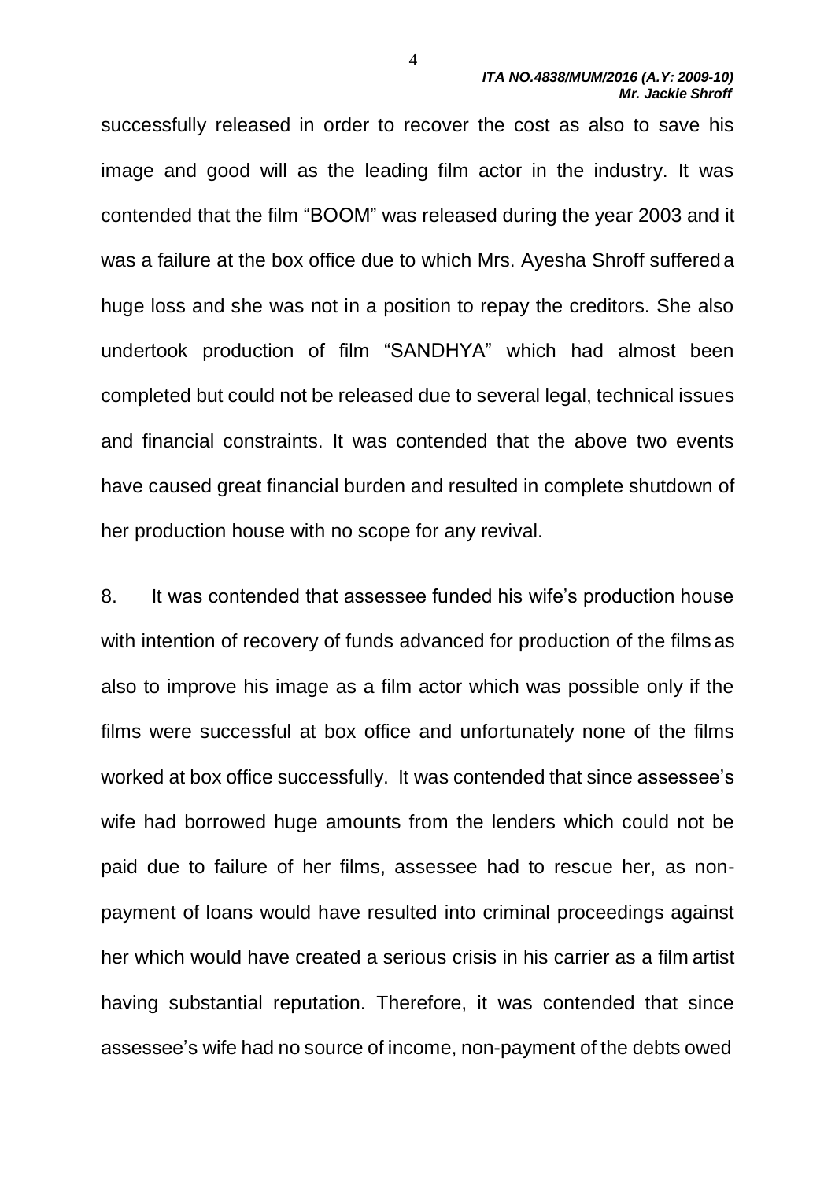successfully released in order to recover the cost as also to save his image and good will as the leading film actor in the industry. It was contended that the film "BOOM" was released during the year 2003 and it was a failure at the box office due to which Mrs. Ayesha Shroff suffered a huge loss and she was not in a position to repay the creditors. She also undertook production of film "SANDHYA" which had almost been completed but could not be released due to several legal, technical issues and financial constraints. It was contended that the above two events have caused great financial burden and resulted in complete shutdown of her production house with no scope for any revival.

8. It was contended that assessee funded his wife's production house with intention of recovery of funds advanced for production of the films as also to improve his image as a film actor which was possible only if the films were successful at box office and unfortunately none of the films worked at box office successfully. It was contended that since assessee's wife had borrowed huge amounts from the lenders which could not be paid due to failure of her films, assessee had to rescue her, as non-payment of loans would have resulted into criminal proceedings against her which would have created a serious crisis in his carrier as a film artist having substantial reputation. Therefore, it was contended that since assessee's wife had no source of income, non-payment of the debts owed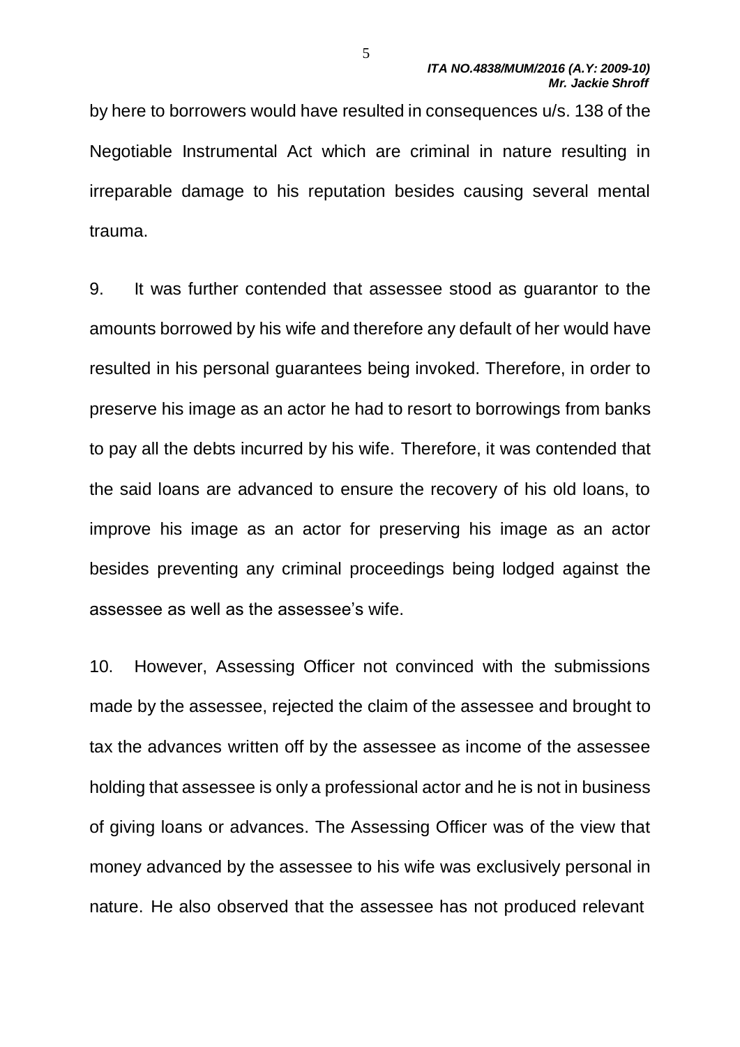by here to borrowers would have resulted in consequences u/s. 138 of the Negotiable Instrumental Act which are criminal in nature resulting in irreparable damage to his reputation besides causing several mental trauma.

9. It was further contended that assessee stood as guarantor to the amounts borrowed by his wife and therefore any default of her would have resulted in his personal guarantees being invoked. Therefore, in order to preserve his image as an actor he had to resort to borrowings from banks to pay all the debts incurred by his wife. Therefore, it was contended that the said loans are advanced to ensure the recovery of his old loans, to improve his image as an actor for preserving his image as an actor besides preventing any criminal proceedings being lodged against the assessee as well as the assessee's wife.

10. However, Assessing Officer not convinced with the submissions made by the assessee, rejected the claim of the assessee and brought to tax the advances written off by the assessee as income of the assessee holding that assessee is only a professional actor and he is not in business of giving loans or advances. The Assessing Officer was of the view that money advanced by the assessee to his wife was exclusively personal in nature. He also observed that the assessee has not produced relevant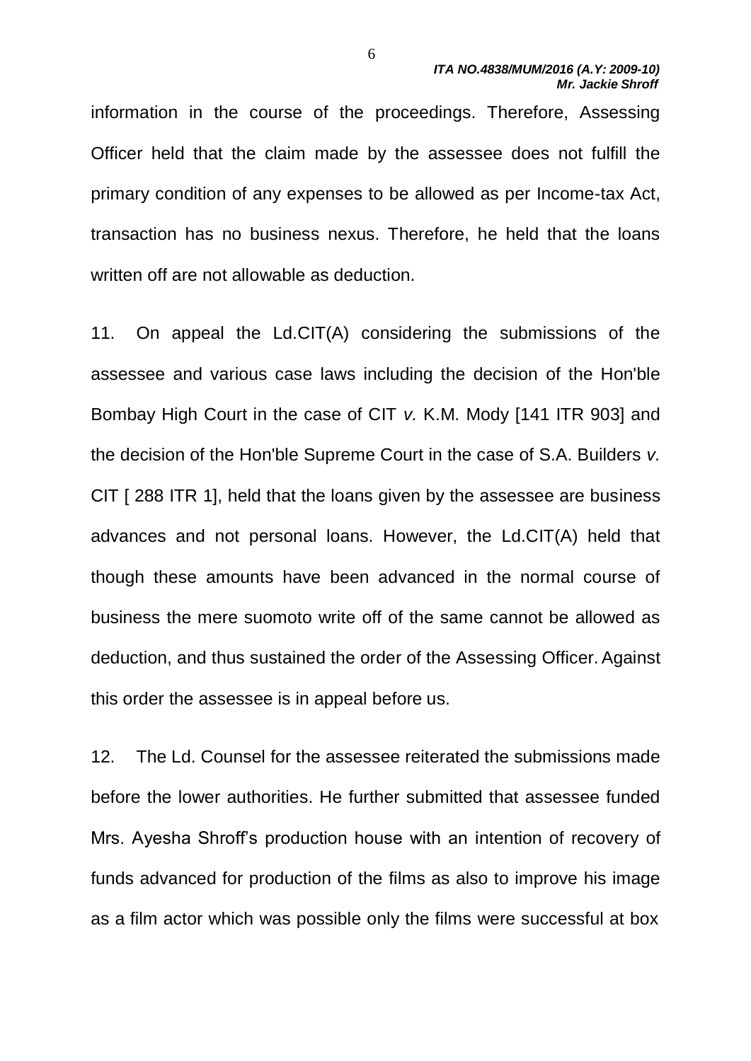information in the course of the proceedings. Therefore, Assessing Officer held that the claim made by the assessee does not fulfill the primary condition of any expenses to be allowed as per Income-tax Act, transaction has no business nexus. Therefore, he held that the loans written off are not allowable as deduction.

11. On appeal the Ld.CIT(A) considering the submissions of the assessee and various case laws including the decision of the Hon'ble Bombay High Court in the case of CIT *v.* K.M. Mody [141 ITR 903] and the decision of the Hon'ble Supreme Court in the case of S.A. Builders *v.* CIT [ 288 ITR 1], held that the loans given by the assessee are business advances and not personal loans. However, the Ld.CIT(A) held that though these amounts have been advanced in the normal course of business the mere suomoto write off of the same cannot be allowed as deduction, and thus sustained the order of the Assessing Officer. Against this order the assessee is in appeal before us.

12. The Ld. Counsel for the assessee reiterated the submissions made before the lower authorities. He further submitted that assessee funded Mrs. Ayesha Shroff's production house with an intention of recovery of funds advanced for production of the films as also to improve his image as a film actor which was possible only the films were successful at box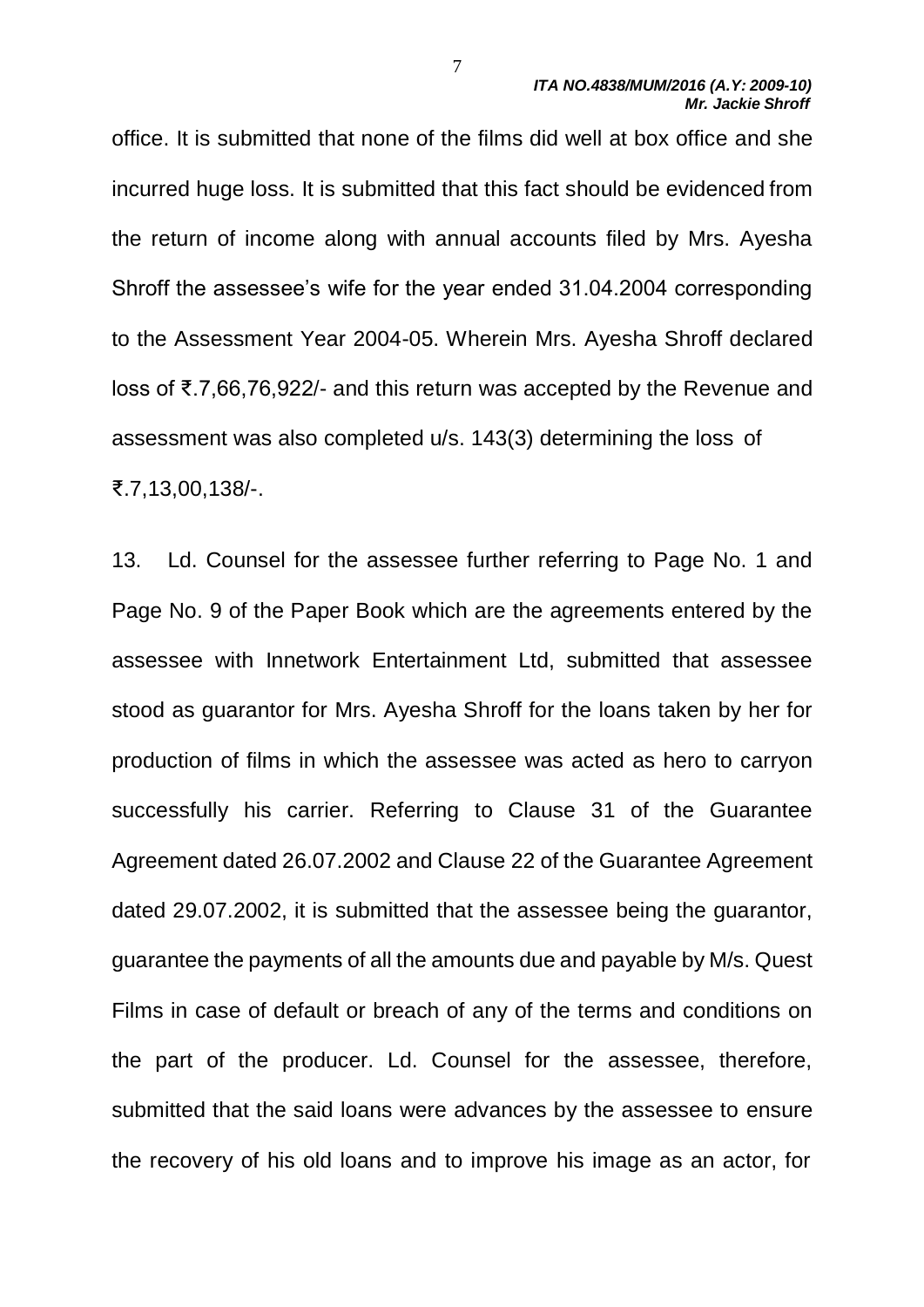office. It is submitted that none of the films did well at box office and she incurred huge loss. It is submitted that this fact should be evidenced from the return of income along with annual accounts filed by Mrs. Ayesha Shroff the assessee's wife for the year ended 31.04.2004 corresponding to the Assessment Year 2004-05. Wherein Mrs. Ayesha Shroff declared loss of ₹.7,66,76,922/- and this return was accepted by the Revenue and assessment was also completed u/s. 143(3) determining the loss of ₹.7,13,00,138/-.

13. Ld. Counsel for the assessee further referring to Page No. 1 and Page No. 9 of the Paper Book which are the agreements entered by the assessee with Innetwork Entertainment Ltd, submitted that assessee stood as guarantor for Mrs. Ayesha Shroff for the loans taken by her for production of films in which the assessee was acted as hero to carryon successfully his carrier. Referring to Clause 31 of the Guarantee Agreement dated 26.07.2002 and Clause 22 of the Guarantee Agreement dated 29.07.2002, it is submitted that the assessee being the guarantor, guarantee the payments of all the amounts due and payable by M/s. Quest Films in case of default or breach of any of the terms and conditions on the part of the producer. Ld. Counsel for the assessee, therefore, submitted that the said loans were advances by the assessee to ensure the recovery of his old loans and to improve his image as an actor, for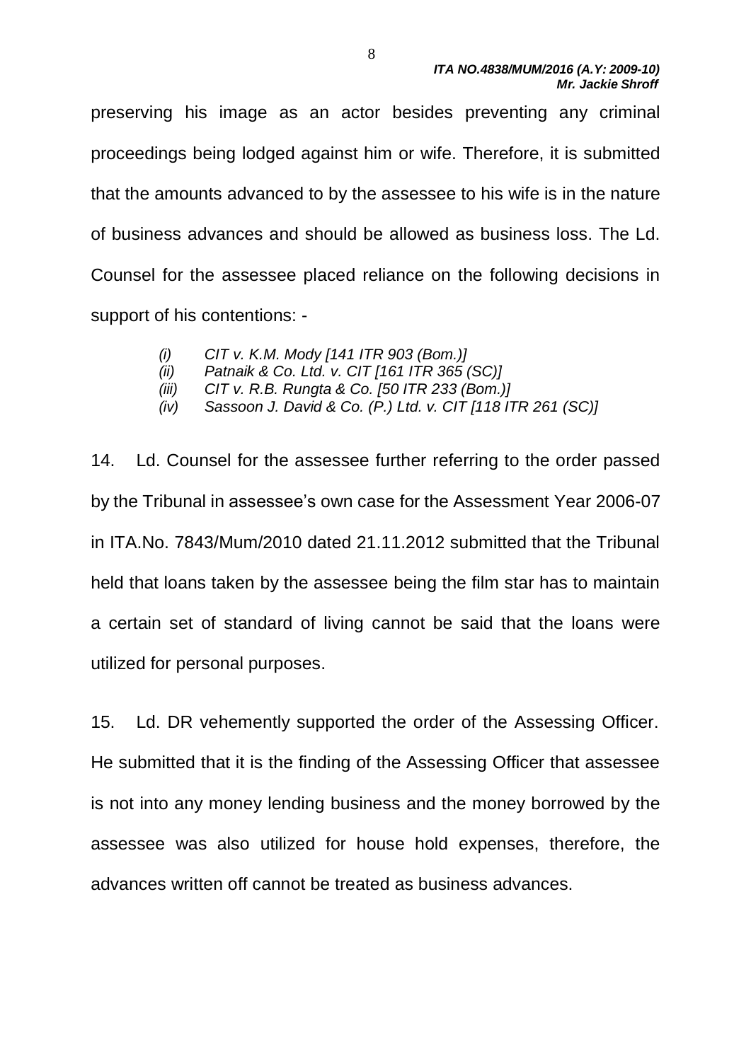preserving his image as an actor besides preventing any criminal proceedings being lodged against him or wife. Therefore, it is submitted that the amounts advanced to by the assessee to his wife is in the nature of business advances and should be allowed as business loss. The Ld. Counsel for the assessee placed reliance on the following decisions in support of his contentions: -

*(i) CIT v. K.M. Mody [141 ITR 903 (Bom.)]*
*(ii) Patnaik & Co. Ltd. v. CIT [161 ITR 365 (SC)]*
*(iii) CIT v. R.B. Rungta & Co. [50 ITR 233 (Bom.)]*
*(iv) Sassoon J. David & Co. (P.) Ltd. v. CIT [118 ITR 261 (SC)]*

14. Ld. Counsel for the assessee further referring to the order passed by the Tribunal in assessee's own case for the Assessment Year 2006-07 in ITA.No. 7843/Mum/2010 dated 21.11.2012 submitted that the Tribunal held that loans taken by the assessee being the film star has to maintain a certain set of standard of living cannot be said that the loans were utilized for personal purposes.

15. Ld. DR vehemently supported the order of the Assessing Officer. He submitted that it is the finding of the Assessing Officer that assessee is not into any money lending business and the money borrowed by the assessee was also utilized for house hold expenses, therefore, the advances written off cannot be treated as business advances.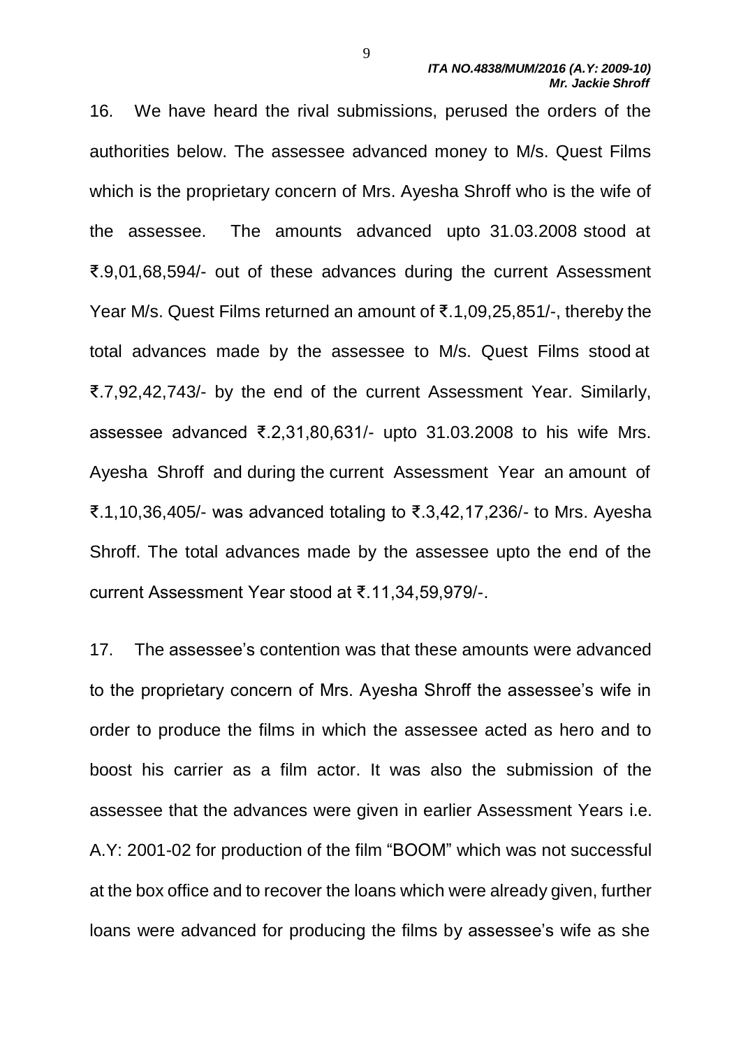16. We have heard the rival submissions, perused the orders of the authorities below. The assessee advanced money to M/s. Quest Films which is the proprietary concern of Mrs. Ayesha Shroff who is the wife of the assessee. The amounts advanced upto 31.03.2008 stood at ₹.9,01,68,594/- out of these advances during the current Assessment Year M/s. Quest Films returned an amount of ₹.1,09,25,851/-, thereby the total advances made by the assessee to M/s. Quest Films stood at ₹.7,92,42,743/- by the end of the current Assessment Year. Similarly, assessee advanced ₹.2,31,80,631/- upto 31.03.2008 to his wife Mrs. Ayesha Shroff and during the current Assessment Year an amount of ₹.1,10,36,405/- was advanced totaling to ₹.3,42,17,236/- to Mrs. Ayesha Shroff. The total advances made by the assessee upto the end of the current Assessment Year stood at ₹.11,34,59,979/-.

17. The assessee's contention was that these amounts were advanced to the proprietary concern of Mrs. Ayesha Shroff the assessee's wife in order to produce the films in which the assessee acted as hero and to boost his carrier as a film actor. It was also the submission of the assessee that the advances were given in earlier Assessment Years i.e. A.Y: 2001-02 for production of the film "BOOM" which was not successful at the box office and to recover the loans which were already given, further loans were advanced for producing the films by assessee's wife as she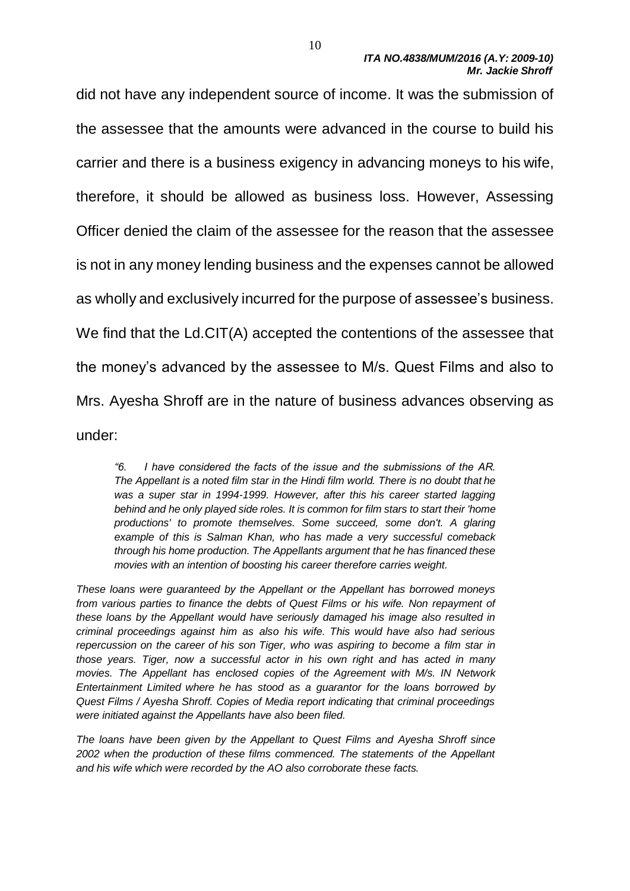did not have any independent source of income. It was the submission of the assessee that the amounts were advanced in the course to build his carrier and there is a business exigency in advancing moneys to his wife, therefore, it should be allowed as business loss. However, Assessing Officer denied the claim of the assessee for the reason that the assessee is not in any money lending business and the expenses cannot be allowed as wholly and exclusively incurred for the purpose of assessee's business. We find that the Ld.CIT(A) accepted the contentions of the assessee that the money's advanced by the assessee to M/s. Quest Films and also to Mrs. Ayesha Shroff are in the nature of business advances observing as under:

> *"6. I have considered the facts of the issue and the submissions of the AR. The Appellant is a noted film star in the Hindi film world. There is no doubt that he was a super star in 1994-1999. However, after this his career started lagging behind and he only played side roles. It is common for film stars to start their 'home productions' to promote themselves. Some succeed, some don't. A glaring example of this is Salman Khan, who has made a very successful comeback through his home production. The Appellants argument that he has financed these movies with an intention of boosting his career therefore carries weight.*
>
> *These loans were guaranteed by the Appellant or the Appellant has borrowed moneys from various parties to finance the debts of Quest Films or his wife. Non repayment of these loans by the Appellant would have seriously damaged his image also resulted in criminal proceedings against him as also his wife. This would have also had serious repercussion on the career of his son Tiger, who was aspiring to become a film star in those years. Tiger, now a successful actor in his own right and has acted in many movies. The Appellant has enclosed copies of the Agreement with M/s. IN Network Entertainment Limited where he has stood as a guarantor for the loans borrowed by Quest Films / Ayesha Shroff. Copies of Media report indicating that criminal proceedings were initiated against the Appellants have also been filed.*
>
> *The loans have been given by the Appellant to Quest Films and Ayesha Shroff since 2002 when the production of these films commenced. The statements of the Appellant and his wife which were recorded by the AO also corroborate these facts.*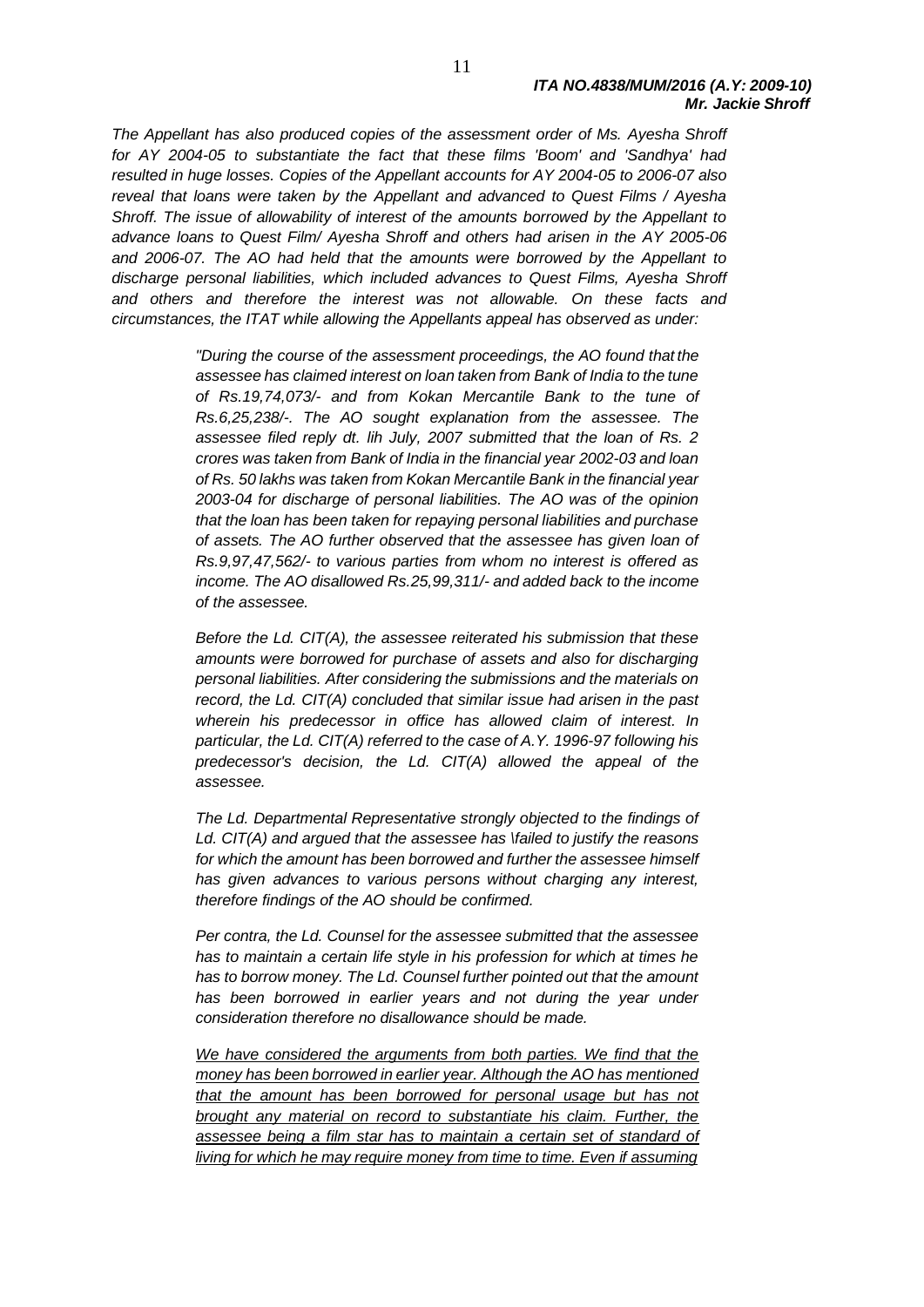*The Appellant has also produced copies of the assessment order of Ms. Ayesha Shroff for AY 2004-05 to substantiate the fact that these films 'Boom' and 'Sandhya' had resulted in huge losses. Copies of the Appellant accounts for AY 2004-05 to 2006-07 also reveal that loans were taken by the Appellant and advanced to Quest Films / Ayesha Shroff. The issue of allowability of interest of the amounts borrowed by the Appellant to advance loans to Quest Film/ Ayesha Shroff and others had arisen in the AY 2005-06 and 2006-07. The AO had held that the amounts were borrowed by the Appellant to discharge personal liabilities, which included advances to Quest Films, Ayesha Shroff and others and therefore the interest was not allowable. On these facts and circumstances, the ITAT while allowing the Appellants appeal has observed as under:*

> *"During the course of the assessment proceedings, the AO found that the assessee has claimed interest on loan taken from Bank of India to the tune of Rs.19,74,073/- and from Kokan Mercantile Bank to the tune of Rs.6,25,238/-. The AO sought explanation from the assessee. The assessee filed reply dt. lih July, 2007 submitted that the loan of Rs. 2 crores was taken from Bank of India in the financial year 2002-03 and loan of Rs. 50 lakhs was taken from Kokan Mercantile Bank in the financial year 2003-04 for discharge of personal liabilities. The AO was of the opinion that the loan has been taken for repaying personal liabilities and purchase of assets. The AO further observed that the assessee has given loan of Rs.9,97,47,562/- to various parties from whom no interest is offered as income. The AO disallowed Rs.25,99,311/- and added back to the income of the assessee.*
>
> *Before the Ld. CIT(A), the assessee reiterated his submission that these amounts were borrowed for purchase of assets and also for discharging personal liabilities. After considering the submissions and the materials on record, the Ld. CIT(A) concluded that similar issue had arisen in the past wherein his predecessor in office has allowed claim of interest. In particular, the Ld. CIT(A) referred to the case of A.Y. 1996-97 following his predecessor's decision, the Ld. CIT(A) allowed the appeal of the assessee.*
>
> *The Ld. Departmental Representative strongly objected to the findings of Ld. CIT(A) and argued that the assessee has \failed to justify the reasons for which the amount has been borrowed and further the assessee himself has given advances to various persons without charging any interest, therefore findings of the AO should be confirmed.*
>
> *Per contra, the Ld. Counsel for the assessee submitted that the assessee has to maintain a certain life style in his profession for which at times he has to borrow money. The Ld. Counsel further pointed out that the amount has been borrowed in earlier years and not during the year under consideration therefore no disallowance should be made.*
>
> <u>*We have considered the arguments from both parties. We find that the money has been borrowed in earlier year. Although the AO has mentioned that the amount has been borrowed for personal usage but has not brought any material on record to substantiate his claim. Further, the assessee being a film star has to maintain a certain set of standard of living for which he may require money from time to time. Even if assuming*</u>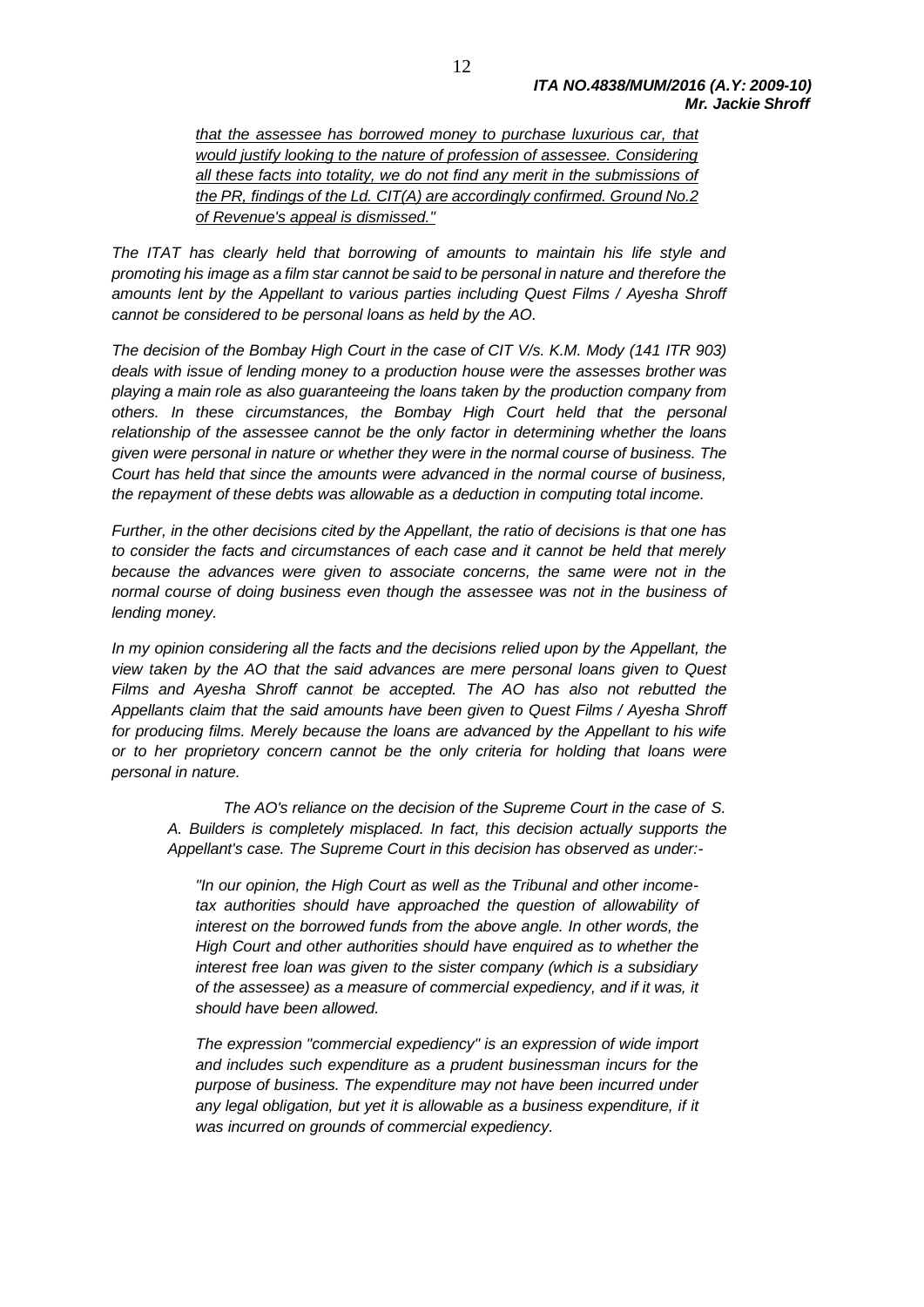*that the assessee has borrowed money to purchase luxurious car, that would justify looking to the nature of profession of assessee. Considering all these facts into totality, we do not find any merit in the submissions of the PR, findings of the Ld. CIT(A) are accordingly confirmed. Ground No.2 of Revenue's appeal is dismissed."*

*The ITAT has clearly held that borrowing of amounts to maintain his life style and promoting his image as a film star cannot be said to be personal in nature and therefore the amounts lent by the Appellant to various parties including Quest Films / Ayesha Shroff cannot be considered to be personal loans as held by the AO.*

*The decision of the Bombay High Court in the case of CIT V/s. K.M. Mody (141 ITR 903) deals with issue of lending money to a production house were the assesses brother was playing a main role as also guaranteeing the loans taken by the production company from others. In these circumstances, the Bombay High Court held that the personal relationship of the assessee cannot be the only factor in determining whether the loans given were personal in nature or whether they were in the normal course of business. The Court has held that since the amounts were advanced in the normal course of business, the repayment of these debts was allowable as a deduction in computing total income.*

*Further, in the other decisions cited by the Appellant, the ratio of decisions is that one has to consider the facts and circumstances of each case and it cannot be held that merely because the advances were given to associate concerns, the same were not in the normal course of doing business even though the assessee was not in the business of lending money.*

*In my opinion considering all the facts and the decisions relied upon by the Appellant, the view taken by the AO that the said advances are mere personal loans given to Quest Films and Ayesha Shroff cannot be accepted. The AO has also not rebutted the Appellants claim that the said amounts have been given to Quest Films / Ayesha Shroff for producing films. Merely because the loans are advanced by the Appellant to his wife or to her proprietory concern cannot be the only criteria for holding that loans were personal in nature.*

*The AO's reliance on the decision of the Supreme Court in the case of S. A. Builders is completely misplaced. In fact, this decision actually supports the Appellant's case. The Supreme Court in this decision has observed as under:-*

*"In our opinion, the High Court as well as the Tribunal and other income-tax authorities should have approached the question of allowability of interest on the borrowed funds from the above angle. In other words, the High Court and other authorities should have enquired as to whether the interest free loan was given to the sister company (which is a subsidiary of the assessee) as a measure of commercial expediency, and if it was, it should have been allowed.*

*The expression "commercial expediency" is an expression of wide import and includes such expenditure as a prudent businessman incurs for the purpose of business. The expenditure may not have been incurred under any legal obligation, but yet it is allowable as a business expenditure, if it was incurred on grounds of commercial expediency.*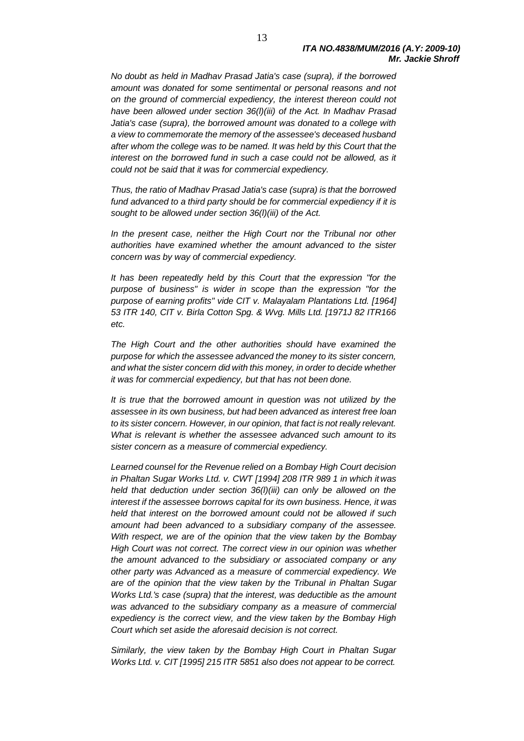*No doubt as held in Madhav Prasad Jatia's case (supra), if the borrowed amount was donated for some sentimental or personal reasons and not on the ground of commercial expediency, the interest thereon could not have been allowed under section 36(l)(iii) of the Act. In Madhav Prasad Jatia's case (supra), the borrowed amount was donated to a college with a view to commemorate the memory of the assessee's deceased husband after whom the college was to be named. It was held by this Court that the interest on the borrowed fund in such a case could not be allowed, as it could not be said that it was for commercial expediency.*

*Thus, the ratio of Madhav Prasad Jatia's case (supra) is that the borrowed fund advanced to a third party should be for commercial expediency if it is sought to be allowed under section 36(l)(iii) of the Act.*

*In the present case, neither the High Court nor the Tribunal nor other authorities have examined whether the amount advanced to the sister concern was by way of commercial expediency.*

*It has been repeatedly held by this Court that the expression "for the purpose of business" is wider in scope than the expression "for the purpose of earning profits" vide CIT v. Malayalam Plantations Ltd. [1964] 53 ITR 140, CIT v. Birla Cotton Spg. & Wvg. Mills Ltd. [1971J 82 ITR166 etc.*

*The High Court and the other authorities should have examined the purpose for which the assessee advanced the money to its sister concern, and what the sister concern did with this money, in order to decide whether it was for commercial expediency, but that has not been done.*

*It is true that the borrowed amount in question was not utilized by the assessee in its own business, but had been advanced as interest free loan to its sister concern. However, in our opinion, that fact is not really relevant. What is relevant is whether the assessee advanced such amount to its sister concern as a measure of commercial expediency.*

*Learned counsel for the Revenue relied on a Bombay High Court decision in Phaltan Sugar Works Ltd. v. CWT [1994] 208 ITR 989 1 in which it was held that deduction under section 36(l)(iii) can only be allowed on the interest if the assessee borrows capital for its own business. Hence, it was held that interest on the borrowed amount could not be allowed if such amount had been advanced to a subsidiary company of the assessee. With respect, we are of the opinion that the view taken by the Bombay High Court was not correct. The correct view in our opinion was whether the amount advanced to the subsidiary or associated company or any other party was Advanced as a measure of commercial expediency. We are of the opinion that the view taken by the Tribunal in Phaltan Sugar Works Ltd.'s case (supra) that the interest, was deductible as the amount was advanced to the subsidiary company as a measure of commercial expediency is the correct view, and the view taken by the Bombay High Court which set aside the aforesaid decision is not correct.*

*Similarly, the view taken by the Bombay High Court in Phaltan Sugar Works Ltd. v. CIT [1995] 215 ITR 5851 also does not appear to be correct.*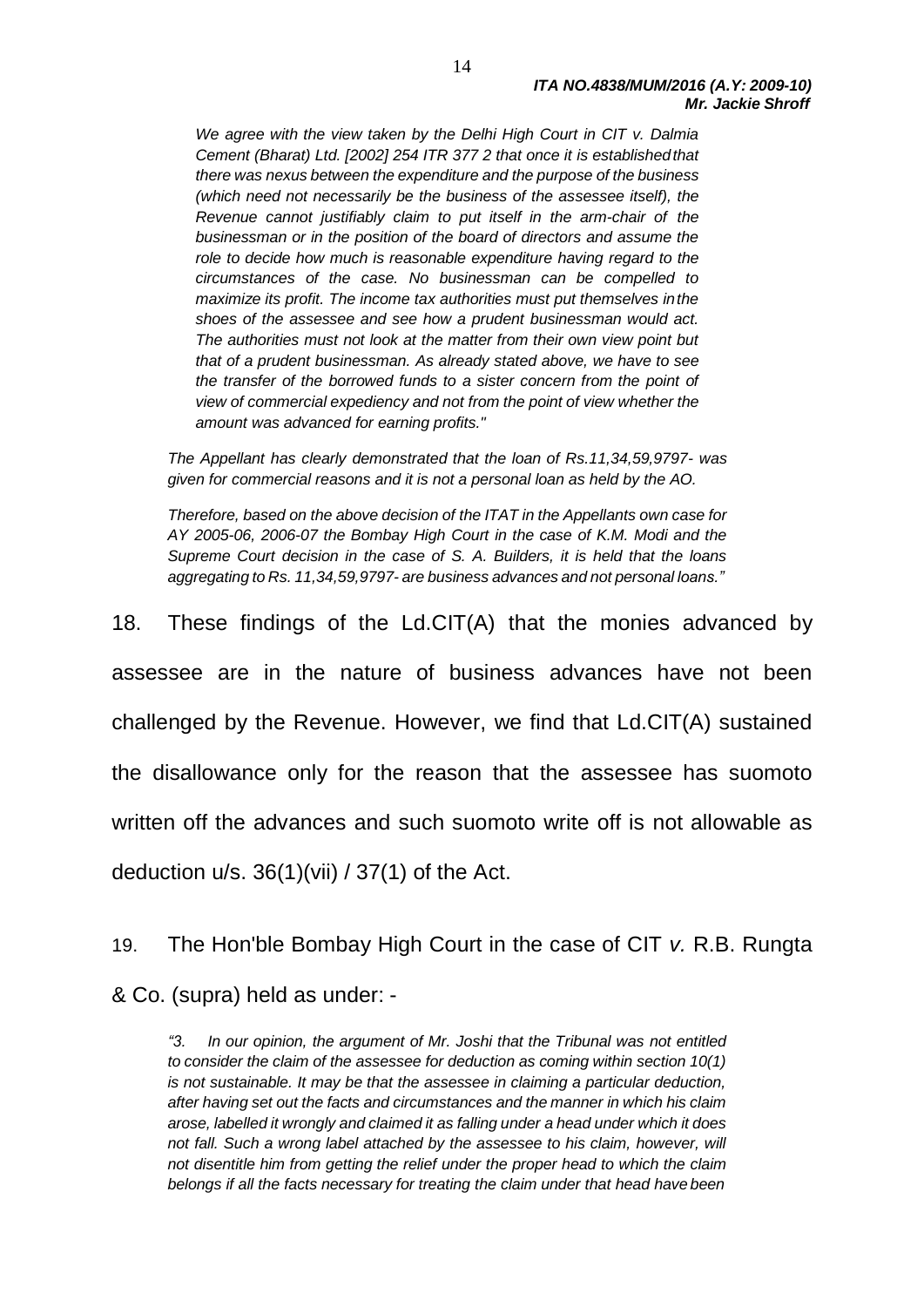*We agree with the view taken by the Delhi High Court in CIT v. Dalmia Cement (Bharat) Ltd. [2002] 254 ITR 377 2 that once it is established that there was nexus between the expenditure and the purpose of the business (which need not necessarily be the business of the assessee itself), the Revenue cannot justifiably claim to put itself in the arm-chair of the businessman or in the position of the board of directors and assume the role to decide how much is reasonable expenditure having regard to the circumstances of the case. No businessman can be compelled to maximize its profit. The income tax authorities must put themselves in the shoes of the assessee and see how a prudent businessman would act. The authorities must not look at the matter from their own view point but that of a prudent businessman. As already stated above, we have to see the transfer of the borrowed funds to a sister concern from the point of view of commercial expediency and not from the point of view whether the amount was advanced for earning profits."*

*The Appellant has clearly demonstrated that the loan of Rs.11,34,59,9797- was given for commercial reasons and it is not a personal loan as held by the AO.*

*Therefore, based on the above decision of the ITAT in the Appellants own case for AY 2005-06, 2006-07 the Bombay High Court in the case of K.M. Modi and the Supreme Court decision in the case of S. A. Builders, it is held that the loans aggregating to Rs. 11,34,59,9797- are business advances and not personal loans."*

18. These findings of the Ld.CIT(A) that the monies advanced by assessee are in the nature of business advances have not been challenged by the Revenue. However, we find that Ld.CIT(A) sustained the disallowance only for the reason that the assessee has suomoto written off the advances and such suomoto write off is not allowable as deduction u/s. 36(1)(vii) / 37(1) of the Act.

19. The Hon'ble Bombay High Court in the case of CIT *v.* R.B. Rungta & Co. (supra) held as under: -

*"3. In our opinion, the argument of Mr. Joshi that the Tribunal was not entitled to consider the claim of the assessee for deduction as coming within section 10(1) is not sustainable. It may be that the assessee in claiming a particular deduction, after having set out the facts and circumstances and the manner in which his claim arose, labelled it wrongly and claimed it as falling under a head under which it does not fall. Such a wrong label attached by the assessee to his claim, however, will not disentitle him from getting the relief under the proper head to which the claim belongs if all the facts necessary for treating the claim under that head have been*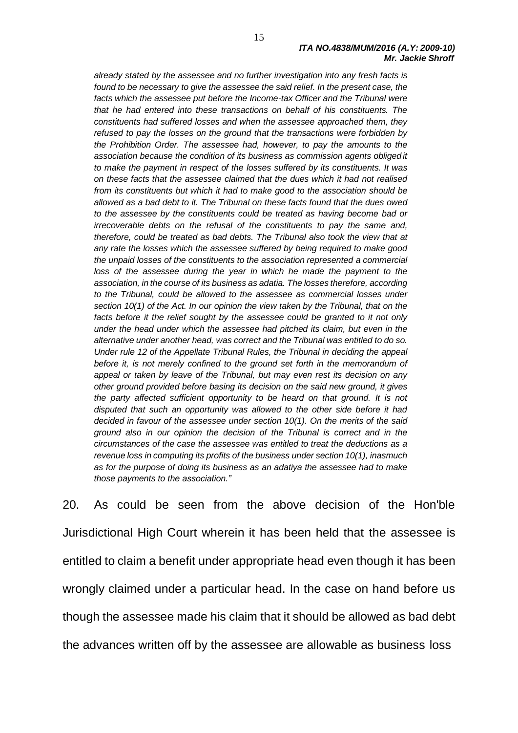*already stated by the assessee and no further investigation into any fresh facts is found to be necessary to give the assessee the said relief. In the present case, the facts which the assessee put before the Income-tax Officer and the Tribunal were that he had entered into these transactions on behalf of his constituents. The constituents had suffered losses and when the assessee approached them, they refused to pay the losses on the ground that the transactions were forbidden by the Prohibition Order. The assessee had, however, to pay the amounts to the association because the condition of its business as commission agents obliged it to make the payment in respect of the losses suffered by its constituents. It was on these facts that the assessee claimed that the dues which it had not realised from its constituents but which it had to make good to the association should be allowed as a bad debt to it. The Tribunal on these facts found that the dues owed to the assessee by the constituents could be treated as having become bad or irrecoverable debts on the refusal of the constituents to pay the same and, therefore, could be treated as bad debts. The Tribunal also took the view that at any rate the losses which the assessee suffered by being required to make good the unpaid losses of the constituents to the association represented a commercial loss of the assessee during the year in which he made the payment to the association, in the course of its business as adatia. The losses therefore, according to the Tribunal, could be allowed to the assessee as commercial losses under section 10(1) of the Act. In our opinion the view taken by the Tribunal, that on the facts before it the relief sought by the assessee could be granted to it not only under the head under which the assessee had pitched its claim, but even in the alternative under another head, was correct and the Tribunal was entitled to do so. Under rule 12 of the Appellate Tribunal Rules, the Tribunal in deciding the appeal before it, is not merely confined to the ground set forth in the memorandum of appeal or taken by leave of the Tribunal, but may even rest its decision on any other ground provided before basing its decision on the said new ground, it gives the party affected sufficient opportunity to be heard on that ground. It is not disputed that such an opportunity was allowed to the other side before it had decided in favour of the assessee under section 10(1). On the merits of the said ground also in our opinion the decision of the Tribunal is correct and in the circumstances of the case the assessee was entitled to treat the deductions as a revenue loss in computing its profits of the business under section 10(1), inasmuch as for the purpose of doing its business as an adatiya the assessee had to make those payments to the association."*

20. As could be seen from the above decision of the Hon'ble Jurisdictional High Court wherein it has been held that the assessee is entitled to claim a benefit under appropriate head even though it has been wrongly claimed under a particular head. In the case on hand before us though the assessee made his claim that it should be allowed as bad debt the advances written off by the assessee are allowable as business loss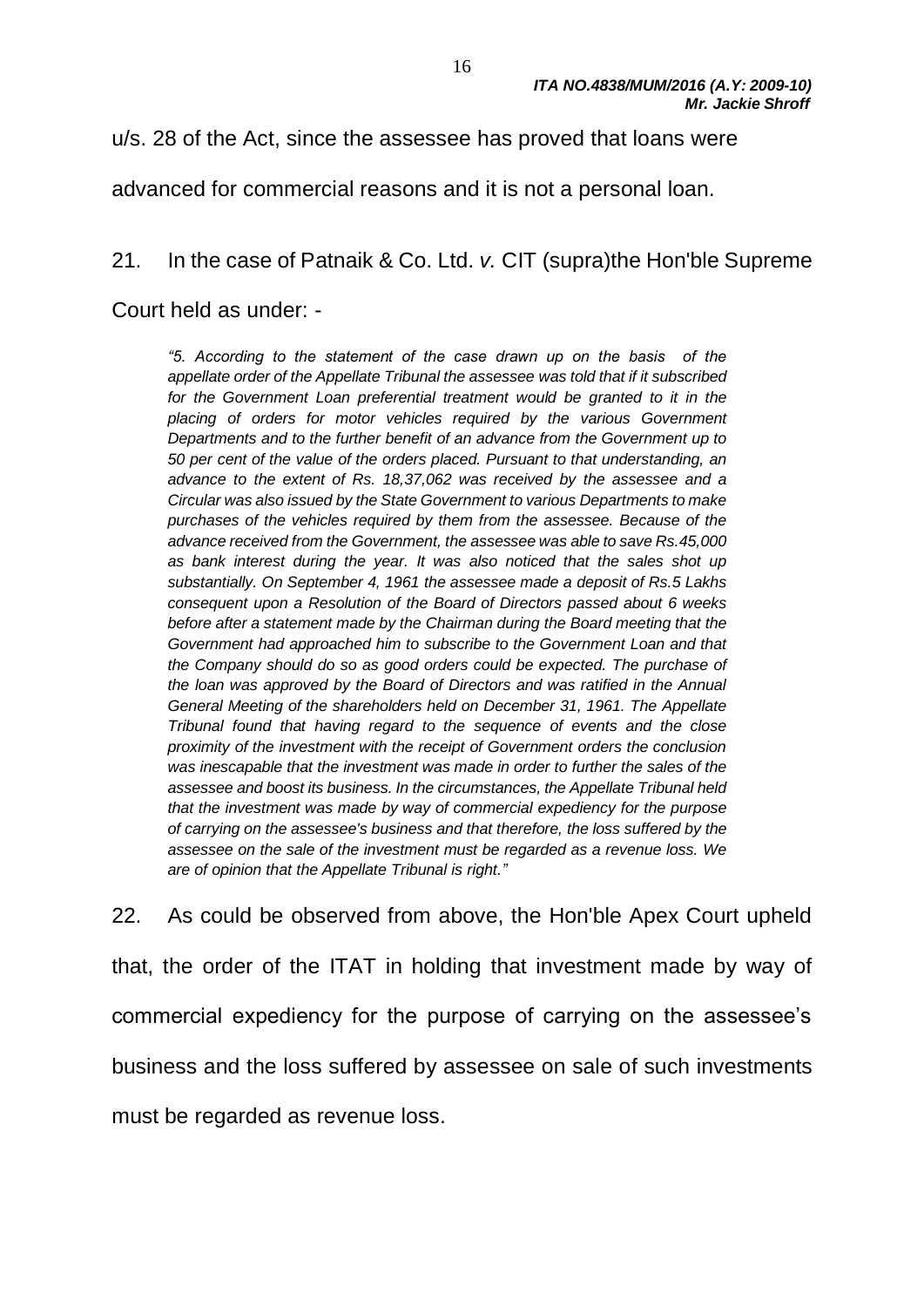u/s. 28 of the Act, since the assessee has proved that loans were advanced for commercial reasons and it is not a personal loan.

21. In the case of Patnaik & Co. Ltd. *v.* CIT (supra)the Hon'ble Supreme Court held as under: -

> *"5. According to the statement of the case drawn up on the basis of the appellate order of the Appellate Tribunal the assessee was told that if it subscribed for the Government Loan preferential treatment would be granted to it in the placing of orders for motor vehicles required by the various Government Departments and to the further benefit of an advance from the Government up to 50 per cent of the value of the orders placed. Pursuant to that understanding, an advance to the extent of Rs. 18,37,062 was received by the assessee and a Circular was also issued by the State Government to various Departments to make purchases of the vehicles required by them from the assessee. Because of the advance received from the Government, the assessee was able to save Rs.45,000 as bank interest during the year. It was also noticed that the sales shot up substantially. On September 4, 1961 the assessee made a deposit of Rs.5 Lakhs consequent upon a Resolution of the Board of Directors passed about 6 weeks before after a statement made by the Chairman during the Board meeting that the Government had approached him to subscribe to the Government Loan and that the Company should do so as good orders could be expected. The purchase of the loan was approved by the Board of Directors and was ratified in the Annual General Meeting of the shareholders held on December 31, 1961. The Appellate Tribunal found that having regard to the sequence of events and the close proximity of the investment with the receipt of Government orders the conclusion was inescapable that the investment was made in order to further the sales of the assessee and boost its business. In the circumstances, the Appellate Tribunal held that the investment was made by way of commercial expediency for the purpose of carrying on the assessee's business and that therefore, the loss suffered by the assessee on the sale of the investment must be regarded as a revenue loss. We are of opinion that the Appellate Tribunal is right."*

22. As could be observed from above, the Hon'ble Apex Court upheld that, the order of the ITAT in holding that investment made by way of commercial expediency for the purpose of carrying on the assessee's business and the loss suffered by assessee on sale of such investments must be regarded as revenue loss.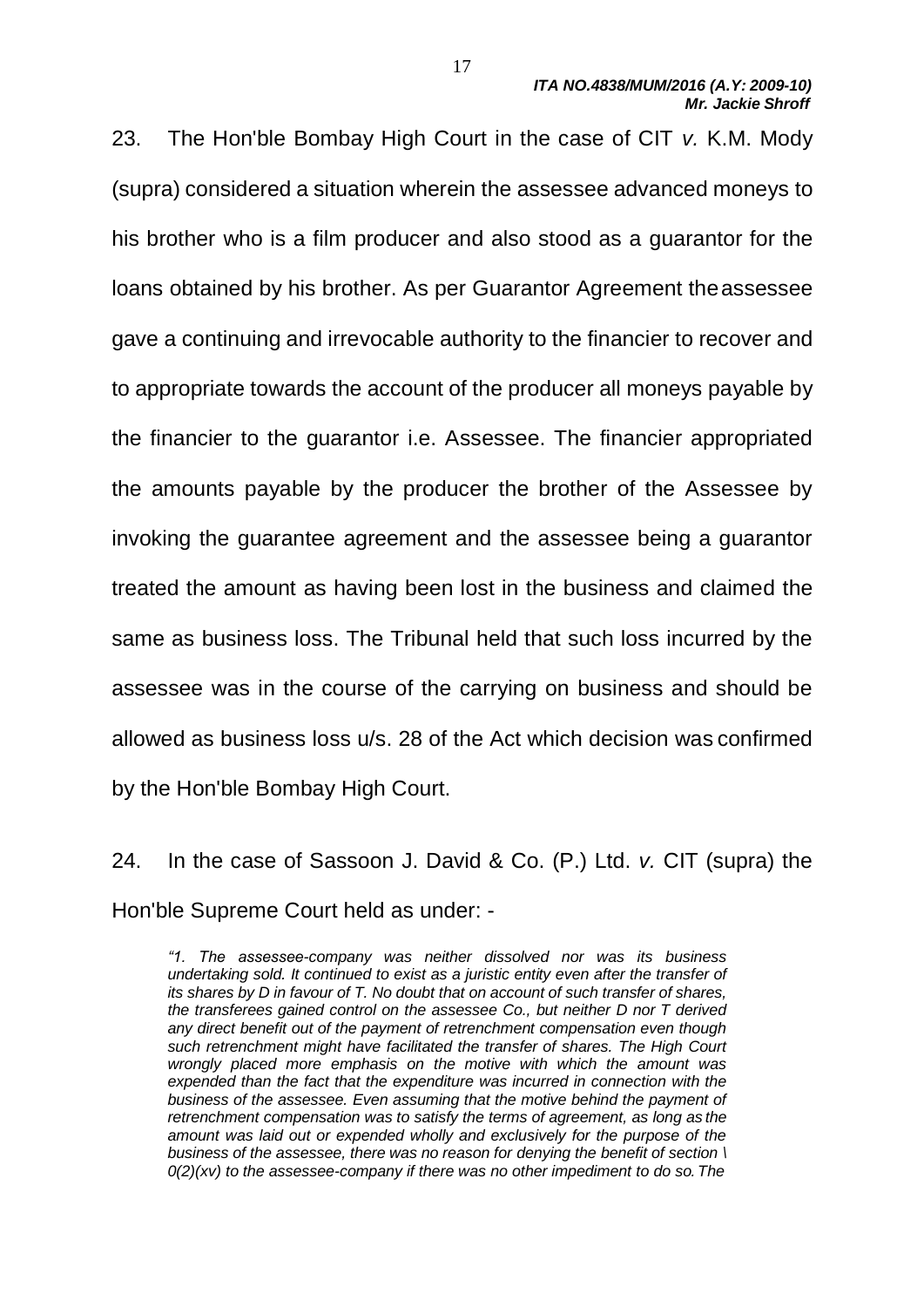23. The Hon'ble Bombay High Court in the case of CIT *v.* K.M. Mody (supra) considered a situation wherein the assessee advanced moneys to his brother who is a film producer and also stood as a guarantor for the loans obtained by his brother. As per Guarantor Agreement the assessee gave a continuing and irrevocable authority to the financier to recover and to appropriate towards the account of the producer all moneys payable by the financier to the guarantor i.e. Assessee. The financier appropriated the amounts payable by the producer the brother of the Assessee by invoking the guarantee agreement and the assessee being a guarantor treated the amount as having been lost in the business and claimed the same as business loss. The Tribunal held that such loss incurred by the assessee was in the course of the carrying on business and should be allowed as business loss u/s. 28 of the Act which decision was confirmed by the Hon'ble Bombay High Court.

24. In the case of Sassoon J. David & Co. (P.) Ltd. *v.* CIT (supra) the Hon'ble Supreme Court held as under: -

> *"1. The assessee-company was neither dissolved nor was its business undertaking sold. It continued to exist as a juristic entity even after the transfer of its shares by D in favour of T. No doubt that on account of such transfer of shares, the transferees gained control on the assessee Co., but neither D nor T derived any direct benefit out of the payment of retrenchment compensation even though such retrenchment might have facilitated the transfer of shares. The High Court wrongly placed more emphasis on the motive with which the amount was expended than the fact that the expenditure was incurred in connection with the business of the assessee. Even assuming that the motive behind the payment of retrenchment compensation was to satisfy the terms of agreement, as long as the amount was laid out or expended wholly and exclusively for the purpose of the business of the assessee, there was no reason for denying the benefit of section \ 0(2)(xv) to the assessee-company if there was no other impediment to do so. The*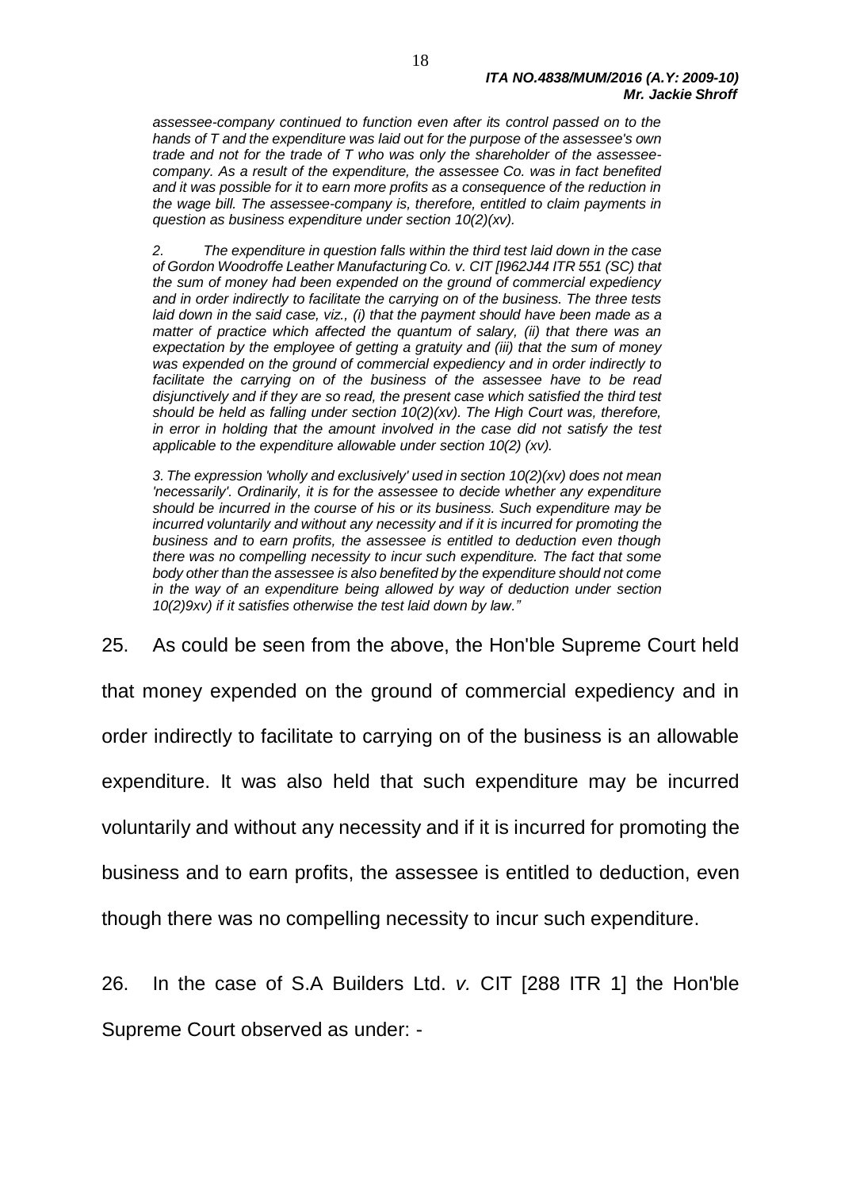*assessee-company continued to function even after its control passed on to the hands of T and the expenditure was laid out for the purpose of the assessee's own trade and not for the trade of T who was only the shareholder of the assessee-company. As a result of the expenditure, the assessee Co. was in fact benefited and it was possible for it to earn more profits as a consequence of the reduction in the wage bill. The assessee-company is, therefore, entitled to claim payments in question as business expenditure under section 10(2)(xv).*

*2. The expenditure in question falls within the third test laid down in the case of Gordon Woodroffe Leather Manufacturing Co. v. CIT [I962J44 ITR 551 (SC) that the sum of money had been expended on the ground of commercial expediency and in order indirectly to facilitate the carrying on of the business. The three tests laid down in the said case, viz., (i) that the payment should have been made as a matter of practice which affected the quantum of salary, (ii) that there was an expectation by the employee of getting a gratuity and (iii) that the sum of money was expended on the ground of commercial expediency and in order indirectly to facilitate the carrying on of the business of the assessee have to be read disjunctively and if they are so read, the present case which satisfied the third test should be held as falling under section 10(2)(xv). The High Court was, therefore, in error in holding that the amount involved in the case did not satisfy the test applicable to the expenditure allowable under section 10(2) (xv).*

*3. The expression 'wholly and exclusively' used in section 10(2)(xv) does not mean 'necessarily'. Ordinarily, it is for the assessee to decide whether any expenditure should be incurred in the course of his or its business. Such expenditure may be incurred voluntarily and without any necessity and if it is incurred for promoting the business and to earn profits, the assessee is entitled to deduction even though there was no compelling necessity to incur such expenditure. The fact that some body other than the assessee is also benefited by the expenditure should not come in the way of an expenditure being allowed by way of deduction under section 10(2)9xv) if it satisfies otherwise the test laid down by law."*

25. As could be seen from the above, the Hon'ble Supreme Court held that money expended on the ground of commercial expediency and in order indirectly to facilitate to carrying on of the business is an allowable expenditure. It was also held that such expenditure may be incurred voluntarily and without any necessity and if it is incurred for promoting the business and to earn profits, the assessee is entitled to deduction, even though there was no compelling necessity to incur such expenditure.

26. In the case of S.A Builders Ltd. *v.* CIT [288 ITR 1] the Hon'ble Supreme Court observed as under: -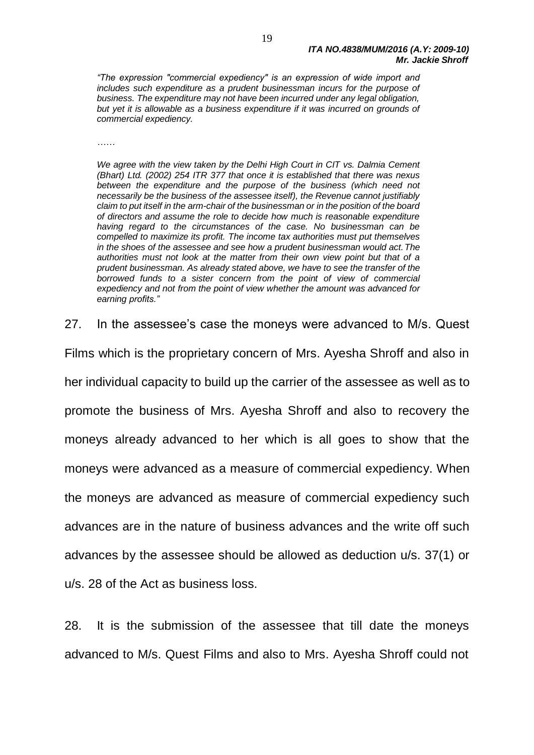*"The expression "commercial expediency" is an expression of wide import and includes such expenditure as a prudent businessman incurs for the purpose of business. The expenditure may not have been incurred under any legal obligation, but yet it is allowable as a business expenditure if it was incurred on grounds of commercial expediency.*

*……*

*We agree with the view taken by the Delhi High Court in CIT vs. Dalmia Cement (Bhart) Ltd. (2002) 254 ITR 377 that once it is established that there was nexus between the expenditure and the purpose of the business (which need not necessarily be the business of the assessee itself), the Revenue cannot justifiably claim to put itself in the arm-chair of the businessman or in the position of the board of directors and assume the role to decide how much is reasonable expenditure having regard to the circumstances of the case. No businessman can be compelled to maximize its profit. The income tax authorities must put themselves in the shoes of the assessee and see how a prudent businessman would act. The authorities must not look at the matter from their own view point but that of a prudent businessman. As already stated above, we have to see the transfer of the borrowed funds to a sister concern from the point of view of commercial expediency and not from the point of view whether the amount was advanced for earning profits."*

27. In the assessee's case the moneys were advanced to M/s. Quest Films which is the proprietary concern of Mrs. Ayesha Shroff and also in her individual capacity to build up the carrier of the assessee as well as to promote the business of Mrs. Ayesha Shroff and also to recovery the moneys already advanced to her which is all goes to show that the moneys were advanced as a measure of commercial expediency. When the moneys are advanced as measure of commercial expediency such advances are in the nature of business advances and the write off such advances by the assessee should be allowed as deduction u/s. 37(1) or u/s. 28 of the Act as business loss.

28. It is the submission of the assessee that till date the moneys advanced to M/s. Quest Films and also to Mrs. Ayesha Shroff could not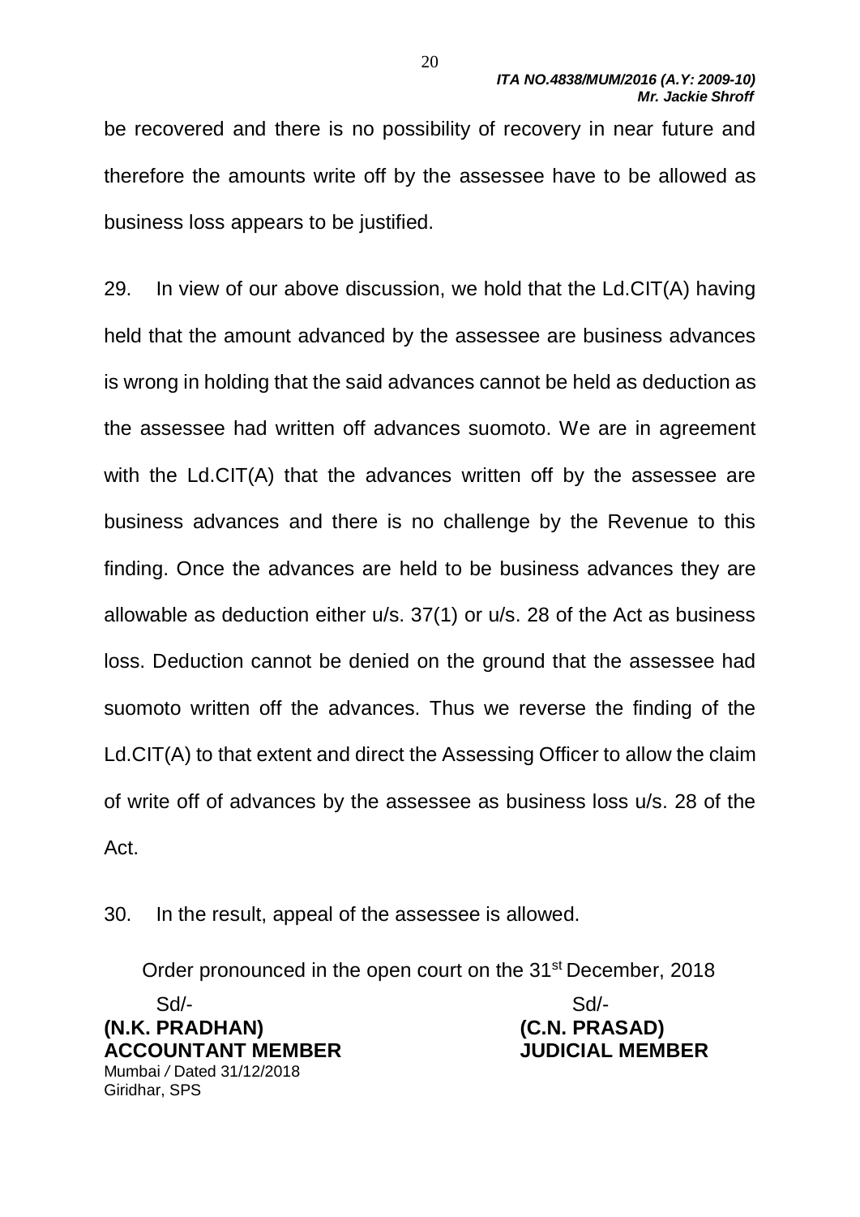be recovered and there is no possibility of recovery in near future and therefore the amounts write off by the assessee have to be allowed as business loss appears to be justified.

29. In view of our above discussion, we hold that the Ld.CIT(A) having held that the amount advanced by the assessee are business advances is wrong in holding that the said advances cannot be held as deduction as the assessee had written off advances suomoto. We are in agreement with the Ld.CIT(A) that the advances written off by the assessee are business advances and there is no challenge by the Revenue to this finding. Once the advances are held to be business advances they are allowable as deduction either u/s. 37(1) or u/s. 28 of the Act as business loss. Deduction cannot be denied on the ground that the assessee had suomoto written off the advances. Thus we reverse the finding of the Ld.CIT(A) to that extent and direct the Assessing Officer to allow the claim of write off of advances by the assessee as business loss u/s. 28 of the Act.

30. In the result, appeal of the assessee is allowed.

Order pronounced in the open court on the 31st December, 2018

| Sd/- | Sd/- |
|---|---|
| **(N.K. PRADHAN)** | **(C.N. PRASAD)** |
| **ACCOUNTANT MEMBER** | **JUDICIAL MEMBER** |

Mumbai / Dated 31/12/2018
Giridhar, SPS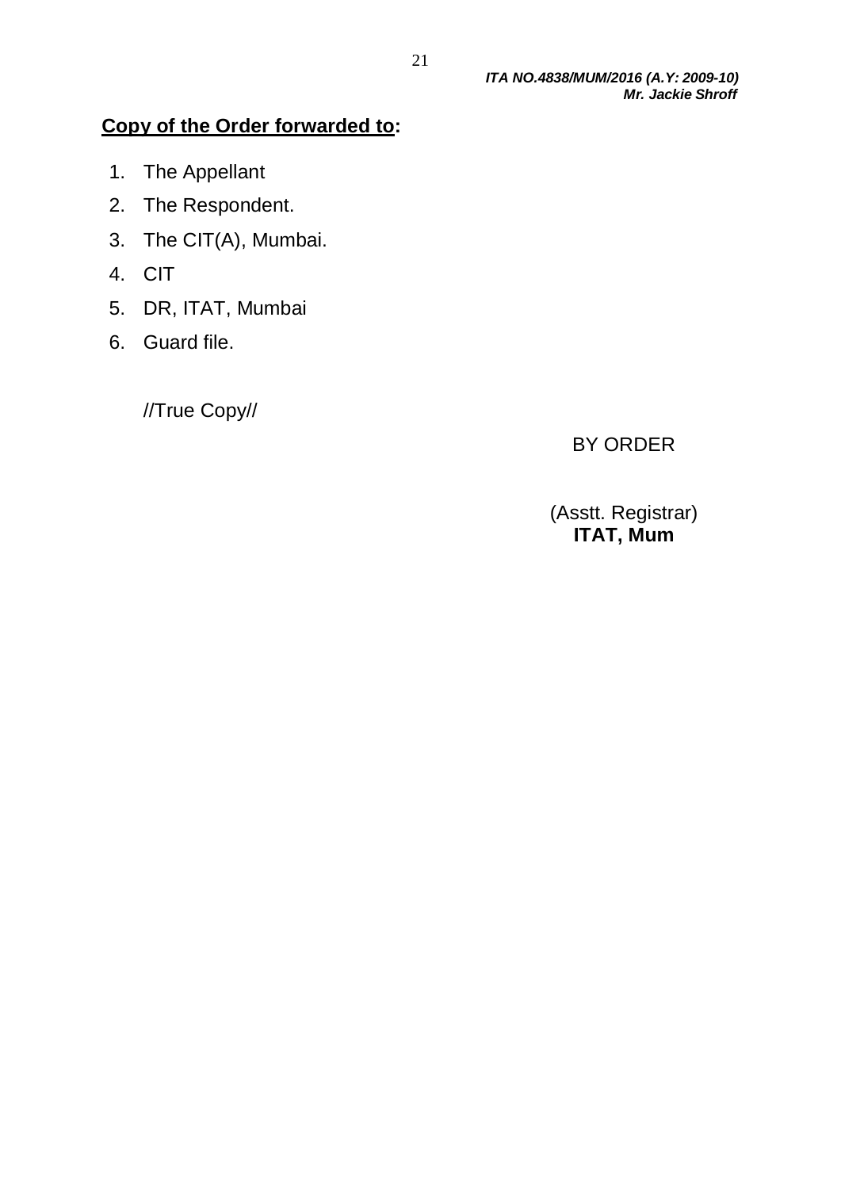**Copy of the Order forwarded to:**

1. The Appellant
2. The Respondent.
3. The CIT(A), Mumbai.
4. CIT
5. DR, ITAT, Mumbai
6. Guard file.

//True Copy//

BY ORDER

(Asstt. Registrar)
**ITAT, Mum**